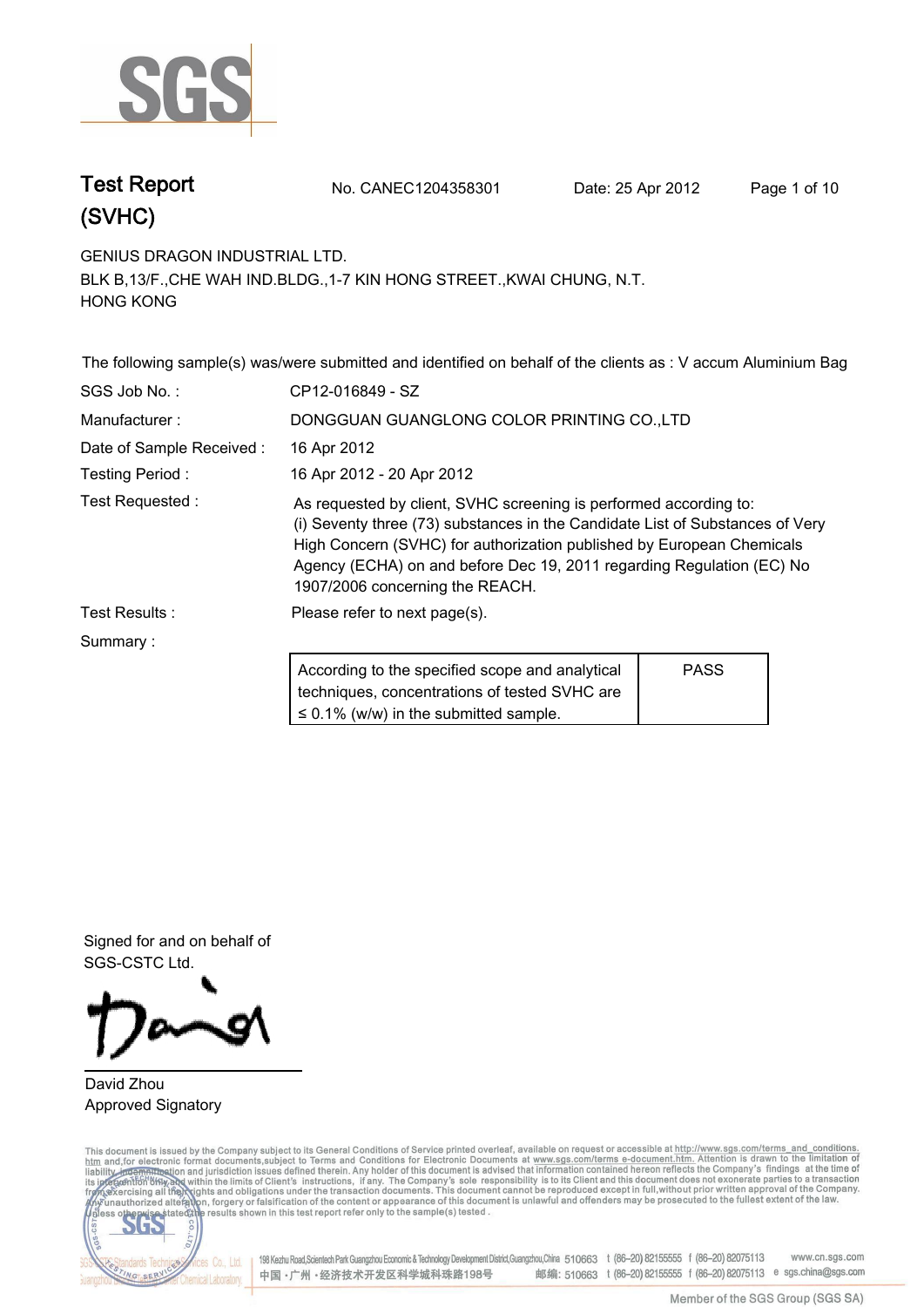# Test Report (SVHC)

No. CANEC1204358301 Date: 25 Apr 2012

GENIUS DRAGON INDUSTRIAL LTD.
BLK B,13/F.,CHE WAH IND.BLDG.,1-7 KIN HONG STREET.,KWAI CHUNG, N.T.
HONG KONG

The following sample(s) was/were submitted and identified on behalf of the clients as : V accum Aluminium Bag

| | |
|---|---|
| SGS Job No. : | CP12-016849 - SZ |
| Manufacturer : | DONGGUAN GUANGLONG COLOR PRINTING CO.,LTD |
| Date of Sample Received : | 16 Apr 2012 |
| Testing Period : | 16 Apr 2012 - 20 Apr 2012 |
| Test Requested : | As requested by client, SVHC screening is performed according to: (i) Seventy three (73) substances in the Candidate List of Substances of Very High Concern (SVHC) for authorization published by European Chemicals Agency (ECHA) on and before Dec 19, 2011 regarding Regulation (EC) No 1907/2006 concerning the REACH. |
| Test Results : | Please refer to next page(s). |
| Summary : | |

| | |
|---|---|
| According to the specified scope and analytical techniques, concentrations of tested SVHC are ≤ 0.1% (w/w) in the submitted sample. | PASS |

Signed for and on behalf of
SGS-CSTC Ltd.

David Zhou
Approved Signatory

This document is issued by the Company subject to its General Conditions of Service printed overleaf, available on request or accessible at http://www.sgs.com/terms_and_conditions.htm and,for electronic format documents,subject to Terms and Conditions for Electronic Documents at www.sgs.com/terms_e-document.htm. Attention is drawn to the limitation of liability, indemnification and jurisdiction issues defined therein. Any holder of this document is advised that information contained hereon reflects the Company's findings at the time of its intervention only and within the limits of Client's instructions, if any. The Company's sole responsibility is to its Client and this document does not exonerate parties to a transaction from exercising all their rights and obligations under the transaction documents. This document cannot be reproduced except in full,without prior written approval of the Company. Any unauthorized alteration, forgery or falsification of the content or appearance of this document is unlawful and offenders may be prosecuted to the fullest extent of the law. Unless otherwise stated the results shown in this test report refer only to the sample(s) tested .

198 Kezhu Road,Scientech Park Guangzhou Economic & Technology Development District,Guangzhou,China 510663 t (86-20) 82155555 f (86-20) 82075113 www.cn.sgs.com
中国・广州・经济技术开发区科学城科珠路198号 邮编: 510663 t (86-20) 82155555 f (86-20) 82075113 e sgs.china@sgs.com

Member of the SGS Group (SGS SA)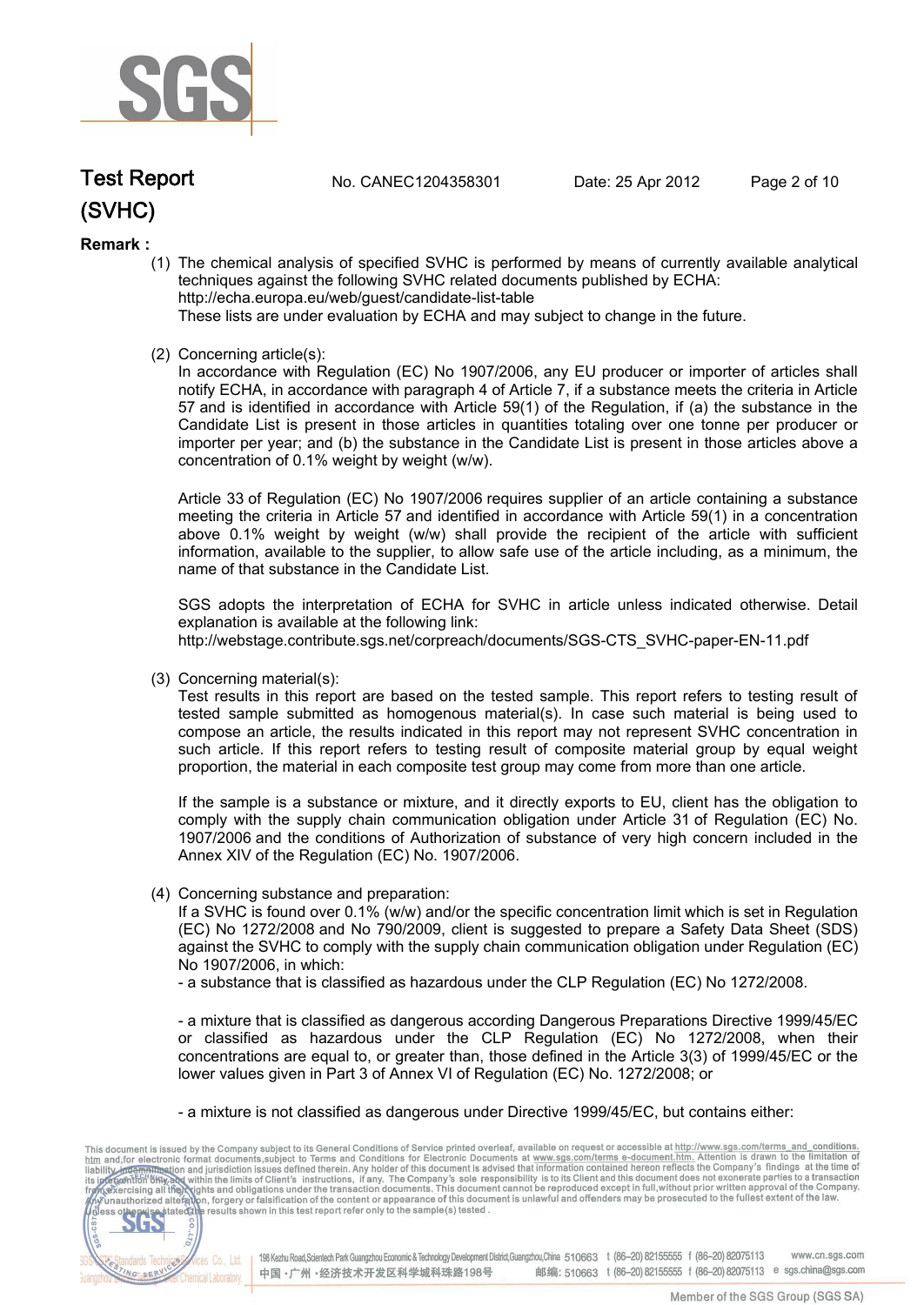**Remark :**

(1) The chemical analysis of specified SVHC is performed by means of currently available analytical techniques against the following SVHC related documents published by ECHA:
http://echa.europa.eu/web/guest/candidate-list-table
These lists are under evaluation by ECHA and may subject to change in the future.

(2) Concerning article(s):
In accordance with Regulation (EC) No 1907/2006, any EU producer or importer of articles shall notify ECHA, in accordance with paragraph 4 of Article 7, if a substance meets the criteria in Article 57 and is identified in accordance with Article 59(1) of the Regulation, if (a) the substance in the Candidate List is present in those articles in quantities totaling over one tonne per producer or importer per year; and (b) the substance in the Candidate List is present in those articles above a concentration of 0.1% weight by weight (w/w).

Article 33 of Regulation (EC) No 1907/2006 requires supplier of an article containing a substance meeting the criteria in Article 57 and identified in accordance with Article 59(1) in a concentration above 0.1% weight by weight (w/w) shall provide the recipient of the article with sufficient information, available to the supplier, to allow safe use of the article including, as a minimum, the name of that substance in the Candidate List.

SGS adopts the interpretation of ECHA for SVHC in article unless indicated otherwise. Detail explanation is available at the following link:
http://webstage.contribute.sgs.net/corpreach/documents/SGS-CTS_SVHC-paper-EN-11.pdf

(3) Concerning material(s):
Test results in this report are based on the tested sample. This report refers to testing result of tested sample submitted as homogenous material(s). In case such material is being used to compose an article, the results indicated in this report may not represent SVHC concentration in such article. If this report refers to testing result of composite material group by equal weight proportion, the material in each composite test group may come from more than one article.

If the sample is a substance or mixture, and it directly exports to EU, client has the obligation to comply with the supply chain communication obligation under Article 31 of Regulation (EC) No. 1907/2006 and the conditions of Authorization of substance of very high concern included in the Annex XIV of the Regulation (EC) No. 1907/2006.

(4) Concerning substance and preparation:
If a SVHC is found over 0.1% (w/w) and/or the specific concentration limit which is set in Regulation (EC) No 1272/2008 and No 790/2009, client is suggested to prepare a Safety Data Sheet (SDS) against the SVHC to comply with the supply chain communication obligation under Regulation (EC) No 1907/2006, in which:
- a substance that is classified as hazardous under the CLP Regulation (EC) No 1272/2008.

- a mixture that is classified as dangerous according Dangerous Preparations Directive 1999/45/EC or classified as hazardous under the CLP Regulation (EC) No 1272/2008, when their concentrations are equal to, or greater than, those defined in the Article 3(3) of 1999/45/EC or the lower values given in Part 3 of Annex VI of Regulation (EC) No. 1272/2008; or

- a mixture is not classified as dangerous under Directive 1999/45/EC, but contains either: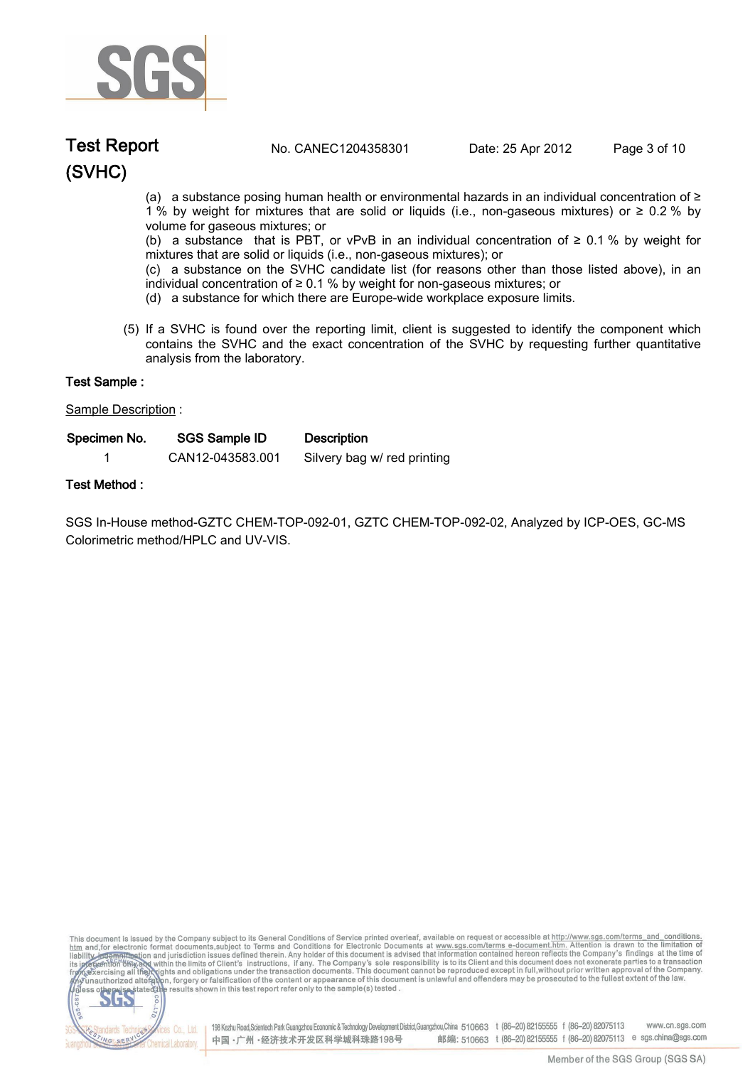(a) a substance posing human health or environmental hazards in an individual concentration of ≥ 1 % by weight for mixtures that are solid or liquids (i.e., non-gaseous mixtures) or ≥ 0.2 % by volume for gaseous mixtures; or

(b) a substance that is PBT, or vPvB in an individual concentration of ≥ 0.1 % by weight for mixtures that are solid or liquids (i.e., non-gaseous mixtures); or

(c) a substance on the SVHC candidate list (for reasons other than those listed above), in an individual concentration of ≥ 0.1 % by weight for non-gaseous mixtures; or

(d) a substance for which there are Europe-wide workplace exposure limits.

(5) If a SVHC is found over the reporting limit, client is suggested to identify the component which contains the SVHC and the exact concentration of the SVHC by requesting further quantitative analysis from the laboratory.

**Test Sample :**

Sample Description :

| Specimen No. | SGS Sample ID | Description |
|---|---|---|
| 1 | CAN12-043583.001 | Silvery bag w/ red printing |

**Test Method :**

SGS In-House method-GZTC CHEM-TOP-092-01, GZTC CHEM-TOP-092-02, Analyzed by ICP-OES, GC-MS Colorimetric method/HPLC and UV-VIS.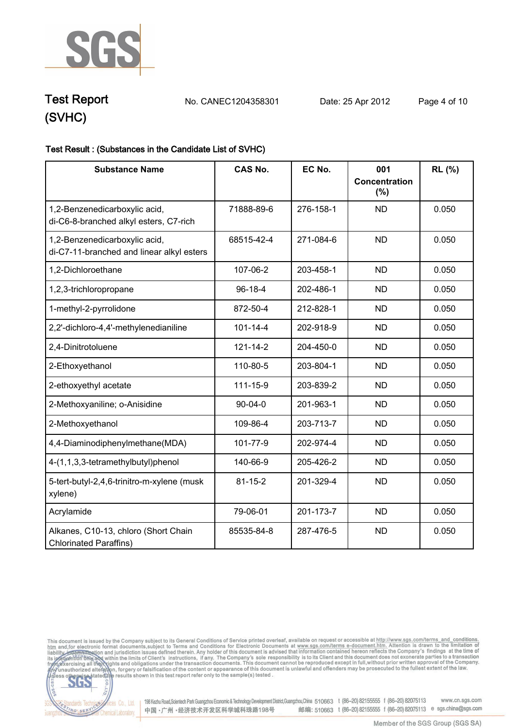**Test Result : (Substances in the Candidate List of SVHC)**

| Substance Name | CAS No. | EC No. | 001 Concentration (%) | RL (%) |
|---|---|---|---|---|
| 1,2-Benzenedicarboxylic acid, di-C6-8-branched alkyl esters, C7-rich | 71888-89-6 | 276-158-1 | ND | 0.050 |
| 1,2-Benzenedicarboxylic acid, di-C7-11-branched and linear alkyl esters | 68515-42-4 | 271-084-6 | ND | 0.050 |
| 1,2-Dichloroethane | 107-06-2 | 203-458-1 | ND | 0.050 |
| 1,2,3-trichloropropane | 96-18-4 | 202-486-1 | ND | 0.050 |
| 1-methyl-2-pyrrolidone | 872-50-4 | 212-828-1 | ND | 0.050 |
| 2,2'-dichloro-4,4'-methylenedianiline | 101-14-4 | 202-918-9 | ND | 0.050 |
| 2,4-Dinitrotoluene | 121-14-2 | 204-450-0 | ND | 0.050 |
| 2-Ethoxyethanol | 110-80-5 | 203-804-1 | ND | 0.050 |
| 2-ethoxyethyl acetate | 111-15-9 | 203-839-2 | ND | 0.050 |
| 2-Methoxyaniline; o-Anisidine | 90-04-0 | 201-963-1 | ND | 0.050 |
| 2-Methoxyethanol | 109-86-4 | 203-713-7 | ND | 0.050 |
| 4,4-Diaminodiphenylmethane(MDA) | 101-77-9 | 202-974-4 | ND | 0.050 |
| 4-(1,1,3,3-tetramethylbutyl)phenol | 140-66-9 | 205-426-2 | ND | 0.050 |
| 5-tert-butyl-2,4,6-trinitro-m-xylene (musk xylene) | 81-15-2 | 201-329-4 | ND | 0.050 |
| Acrylamide | 79-06-01 | 201-173-7 | ND | 0.050 |
| Alkanes, C10-13, chloro (Short Chain Chlorinated Paraffins) | 85535-84-8 | 287-476-5 | ND | 0.050 |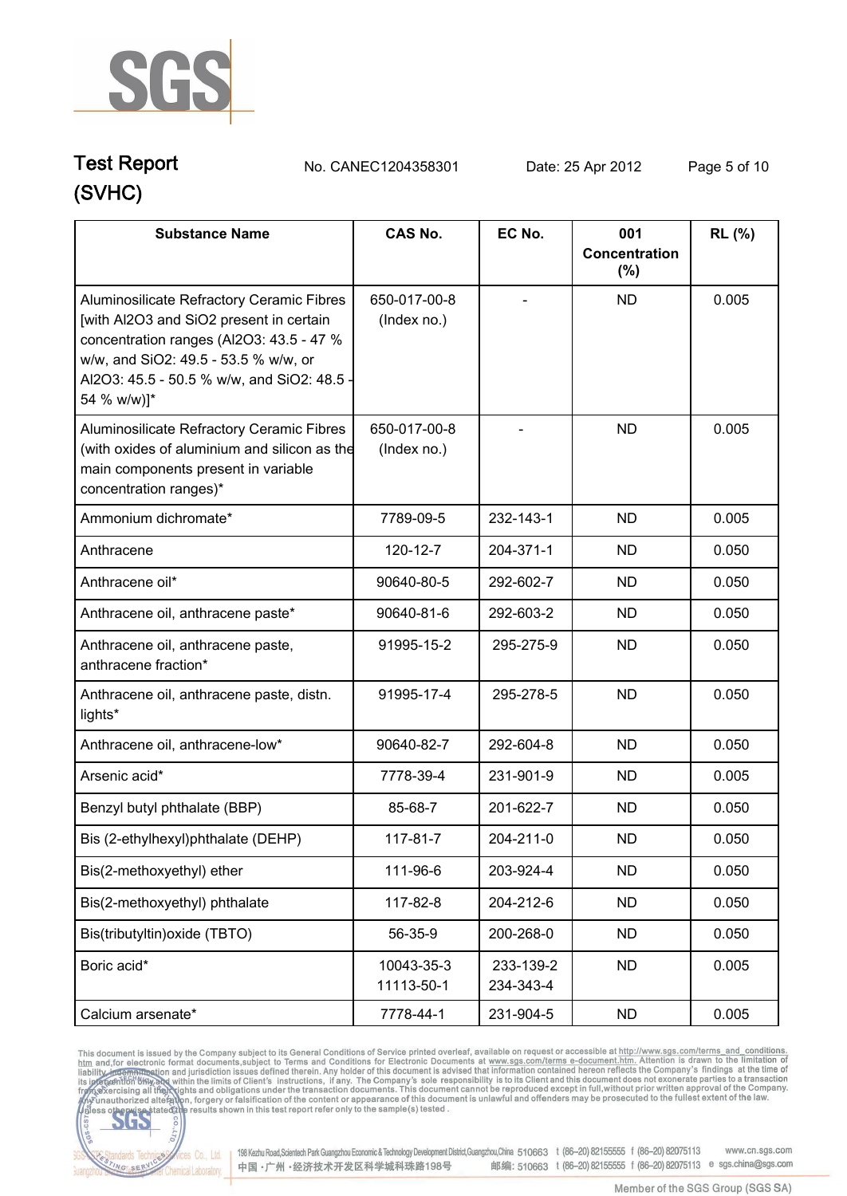# Test Report (SVHC)

No. CANEC1204358301 Date: 25 Apr 2012

| Substance Name | CAS No. | EC No. | 001 Concentration (%) | RL (%) |
|---|---|---|---|---|
| Aluminosilicate Refractory Ceramic Fibres [with Al2O3 and SiO2 present in certain concentration ranges (Al2O3: 43.5 - 47 % w/w, and SiO2: 49.5 - 53.5 % w/w, or Al2O3: 45.5 - 50.5 % w/w, and SiO2: 48.5 - 54 % w/w)]* | 650-017-00-8 (Index no.) | - | ND | 0.005 |
| Aluminosilicate Refractory Ceramic Fibres (with oxides of aluminium and silicon as the main components present in variable concentration ranges)* | 650-017-00-8 (Index no.) | - | ND | 0.005 |
| Ammonium dichromate* | 7789-09-5 | 232-143-1 | ND | 0.005 |
| Anthracene | 120-12-7 | 204-371-1 | ND | 0.050 |
| Anthracene oil* | 90640-80-5 | 292-602-7 | ND | 0.050 |
| Anthracene oil, anthracene paste* | 90640-81-6 | 292-603-2 | ND | 0.050 |
| Anthracene oil, anthracene paste, anthracene fraction* | 91995-15-2 | 295-275-9 | ND | 0.050 |
| Anthracene oil, anthracene paste, distn. lights* | 91995-17-4 | 295-278-5 | ND | 0.050 |
| Anthracene oil, anthracene-low* | 90640-82-7 | 292-604-8 | ND | 0.050 |
| Arsenic acid* | 7778-39-4 | 231-901-9 | ND | 0.005 |
| Benzyl butyl phthalate (BBP) | 85-68-7 | 201-622-7 | ND | 0.050 |
| Bis (2-ethylhexyl)phthalate (DEHP) | 117-81-7 | 204-211-0 | ND | 0.050 |
| Bis(2-methoxyethyl) ether | 111-96-6 | 203-924-4 | ND | 0.050 |
| Bis(2-methoxyethyl) phthalate | 117-82-8 | 204-212-6 | ND | 0.050 |
| Bis(tributyltin)oxide (TBTO) | 56-35-9 | 200-268-0 | ND | 0.050 |
| Boric acid* | 10043-35-3 11113-50-1 | 233-139-2 234-343-4 | ND | 0.005 |
| Calcium arsenate* | 7778-44-1 | 231-904-5 | ND | 0.005 |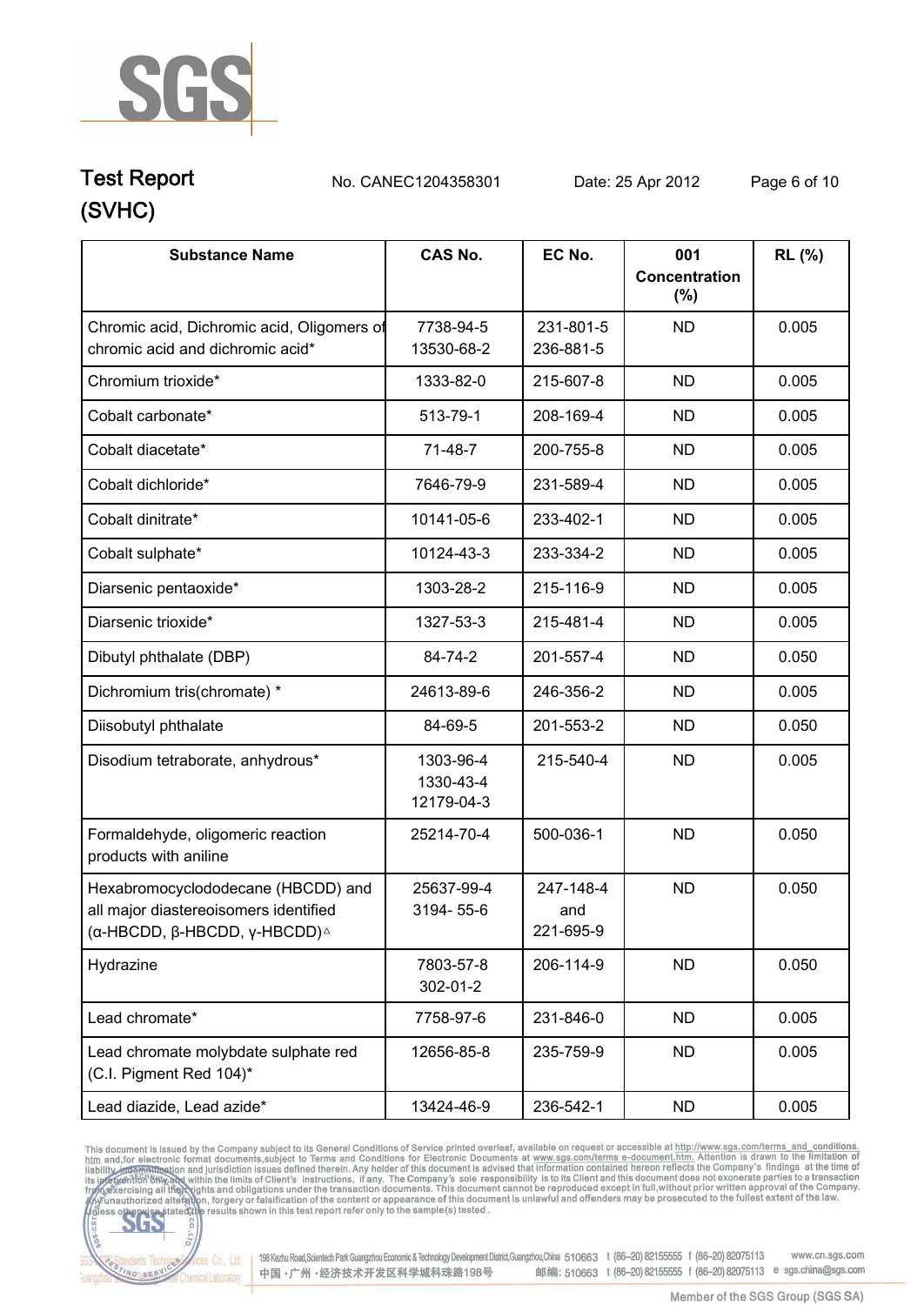# Test Report (SVHC)

No. CANEC1204358301 Date: 25 Apr 2012

| Substance Name | CAS No. | EC No. | 001 Concentration (%) | RL (%) |
|---|---|---|---|---|
| Chromic acid, Dichromic acid, Oligomers of chromic acid and dichromic acid* | 7738-94-5 13530-68-2 | 231-801-5 236-881-5 | ND | 0.005 |
| Chromium trioxide* | 1333-82-0 | 215-607-8 | ND | 0.005 |
| Cobalt carbonate* | 513-79-1 | 208-169-4 | ND | 0.005 |
| Cobalt diacetate* | 71-48-7 | 200-755-8 | ND | 0.005 |
| Cobalt dichloride* | 7646-79-9 | 231-589-4 | ND | 0.005 |
| Cobalt dinitrate* | 10141-05-6 | 233-402-1 | ND | 0.005 |
| Cobalt sulphate* | 10124-43-3 | 233-334-2 | ND | 0.005 |
| Diarsenic pentaoxide* | 1303-28-2 | 215-116-9 | ND | 0.005 |
| Diarsenic trioxide* | 1327-53-3 | 215-481-4 | ND | 0.005 |
| Dibutyl phthalate (DBP) | 84-74-2 | 201-557-4 | ND | 0.050 |
| Dichromium tris(chromate) * | 24613-89-6 | 246-356-2 | ND | 0.005 |
| Diisobutyl phthalate | 84-69-5 | 201-553-2 | ND | 0.050 |
| Disodium tetraborate, anhydrous* | 1303-96-4 1330-43-4 12179-04-3 | 215-540-4 | ND | 0.005 |
| Formaldehyde, oligomeric reaction products with aniline | 25214-70-4 | 500-036-1 | ND | 0.050 |
| Hexabromocyclododecane (HBCDD) and all major diastereoisomers identified (α-HBCDD, β-HBCDD, γ-HBCDD)△ | 25637-99-4 3194- 55-6 | 247-148-4 and 221-695-9 | ND | 0.050 |
| Hydrazine | 7803-57-8 302-01-2 | 206-114-9 | ND | 0.050 |
| Lead chromate* | 7758-97-6 | 231-846-0 | ND | 0.005 |
| Lead chromate molybdate sulphate red (C.I. Pigment Red 104)* | 12656-85-8 | 235-759-9 | ND | 0.005 |
| Lead diazide, Lead azide* | 13424-46-9 | 236-542-1 | ND | 0.005 |

This document is issued by the Company subject to its General Conditions of Service printed overleaf, available on request or accessible at http://www.sgs.com/terms_and_conditions.htm and,for electronic format documents,subject to Terms and Conditions for Electronic Documents at www.sgs.com/terms_e-document.htm. Attention is drawn to the limitation of liability, indemnification and jurisdiction issues defined therein. Any holder of this document is advised that information contained hereon reflects the Company's findings at the time of its intervention only and within the limits of Client's instructions, if any. The Company's sole responsibility is to its Client and this document does not exonerate parties to a transaction from exercising all their rights and obligations under the transaction documents. This document cannot be reproduced except in full,without prior written approval of the Company. Any unauthorized alteration, forgery or falsification of the content or appearance of this document is unlawful and offenders may be prosecuted to the fullest extent of the law. Unless otherwise stated the results shown in this test report refer only to the sample(s) tested .

198 Kezhu Road,Scientech Park Guangzhou Economic & Technology Development District,Guangzhou,China 510663 t (86–20) 82155555 f (86–20) 82075113 www.cn.sgs.com
中国 · 广州 · 经济技术开发区科学城科珠路198号 邮编: 510663 t (86–20) 82155555 f (86–20) 82075113 e sgs.china@sgs.com

Member of the SGS Group (SGS SA)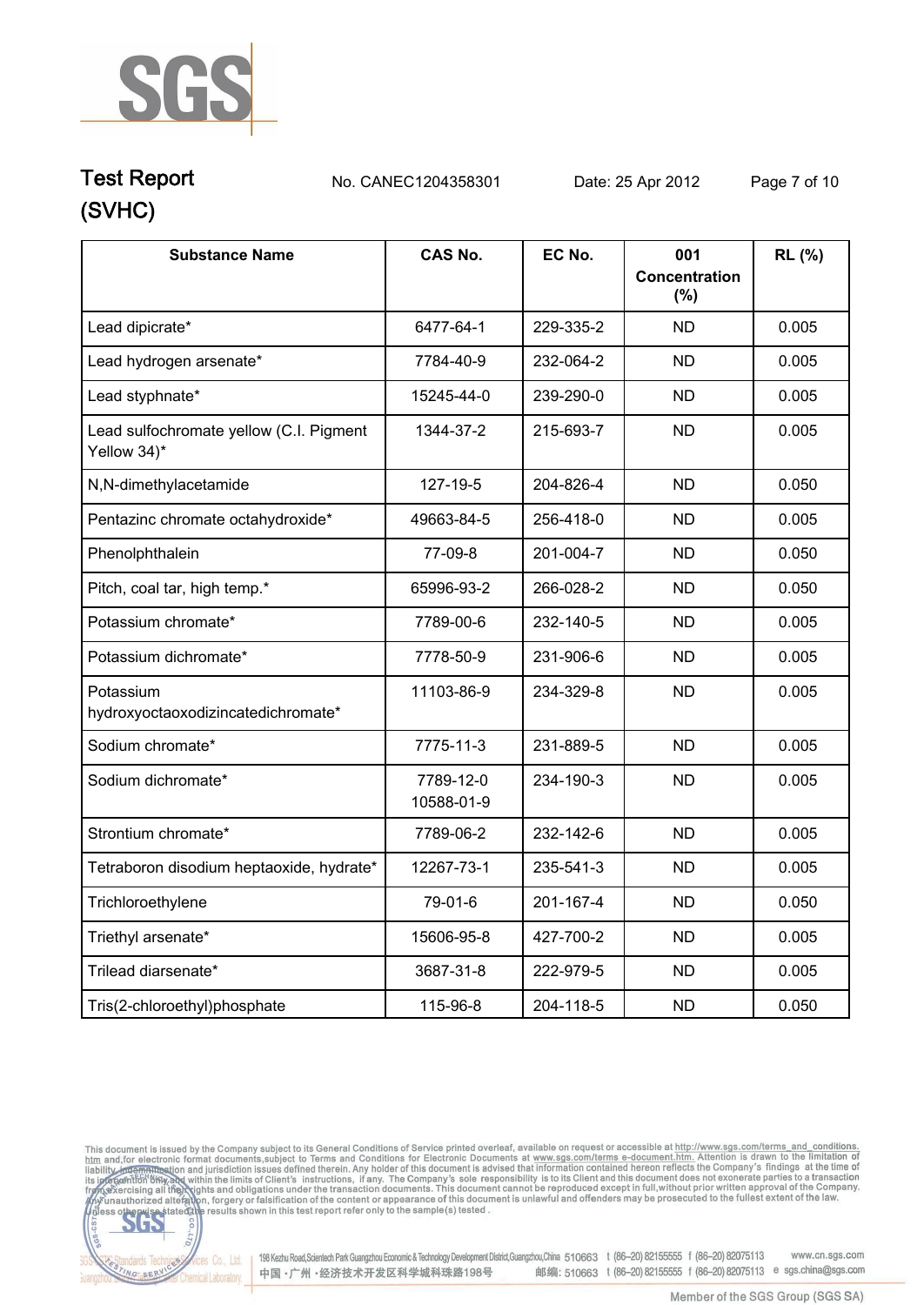| Substance Name | CAS No. | EC No. | 001 Concentration (%) | RL (%) |
|---|---|---|---|---|
| Lead dipicrate* | 6477-64-1 | 229-335-2 | ND | 0.005 |
| Lead hydrogen arsenate* | 7784-40-9 | 232-064-2 | ND | 0.005 |
| Lead styphnate* | 15245-44-0 | 239-290-0 | ND | 0.005 |
| Lead sulfochromate yellow (C.I. Pigment Yellow 34)* | 1344-37-2 | 215-693-7 | ND | 0.005 |
| N,N-dimethylacetamide | 127-19-5 | 204-826-4 | ND | 0.050 |
| Pentazinc chromate octahydroxide* | 49663-84-5 | 256-418-0 | ND | 0.005 |
| Phenolphthalein | 77-09-8 | 201-004-7 | ND | 0.050 |
| Pitch, coal tar, high temp.* | 65996-93-2 | 266-028-2 | ND | 0.050 |
| Potassium chromate* | 7789-00-6 | 232-140-5 | ND | 0.005 |
| Potassium dichromate* | 7778-50-9 | 231-906-6 | ND | 0.005 |
| Potassium hydroxyoctaoxodizincatedichromate* | 11103-86-9 | 234-329-8 | ND | 0.005 |
| Sodium chromate* | 7775-11-3 | 231-889-5 | ND | 0.005 |
| Sodium dichromate* | 7789-12-0<br>10588-01-9 | 234-190-3 | ND | 0.005 |
| Strontium chromate* | 7789-06-2 | 232-142-6 | ND | 0.005 |
| Tetraboron disodium heptaoxide, hydrate* | 12267-73-1 | 235-541-3 | ND | 0.005 |
| Trichloroethylene | 79-01-6 | 201-167-4 | ND | 0.050 |
| Triethyl arsenate* | 15606-95-8 | 427-700-2 | ND | 0.005 |
| Trilead diarsenate* | 3687-31-8 | 222-979-5 | ND | 0.005 |
| Tris(2-chloroethyl)phosphate | 115-96-8 | 204-118-5 | ND | 0.050 |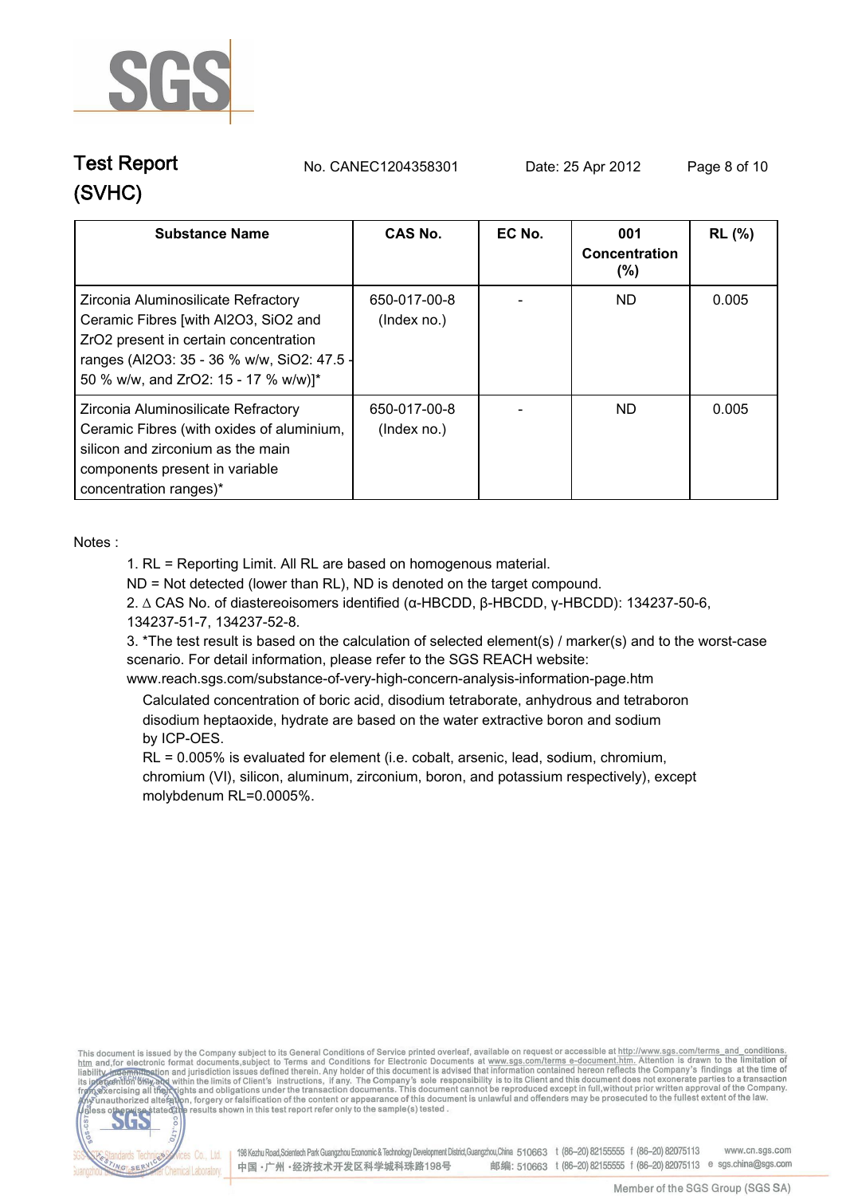| Substance Name | CAS No. | EC No. | 001 Concentration (%) | RL (%) |
|---|---|---|---|---|
| Zirconia Aluminosilicate Refractory Ceramic Fibres [with $Al_2O_3$, $SiO_2$ and $ZrO_2$ present in certain concentration ranges ($Al_2O_3$: 35 - 36 % w/w, $SiO_2$: 47.5 - 50 % w/w, and $ZrO_2$: 15 - 17 % w/w)]* | 650-017-00-8 (Index no.) | - | ND | 0.005 |
| Zirconia Aluminosilicate Refractory Ceramic Fibres (with oxides of aluminium, silicon and zirconium as the main components present in variable concentration ranges)* | 650-017-00-8 (Index no.) | - | ND | 0.005 |

Notes :

1. RL = Reporting Limit. All RL are based on homogenous material.
   ND = Not detected (lower than RL), ND is denoted on the target compound.
2. ∆ CAS No. of diastereoisomers identified (α-HBCDD, β-HBCDD, γ-HBCDD): 134237-50-6, 134237-51-7, 134237-52-8.
3. *The test result is based on the calculation of selected element(s) / marker(s) and to the worst-case scenario. For detail information, please refer to the SGS REACH website: www.reach.sgs.com/substance-of-very-high-concern-analysis-information-page.htm
   Calculated concentration of boric acid, disodium tetraborate, anhydrous and tetraboron disodium heptaoxide, hydrate are based on the water extractive boron and sodium by ICP-OES.
   RL = 0.005% is evaluated for element (i.e. cobalt, arsenic, lead, sodium, chromium, chromium (VI), silicon, aluminum, zirconium, boron, and potassium respectively), except molybdenum RL=0.0005%.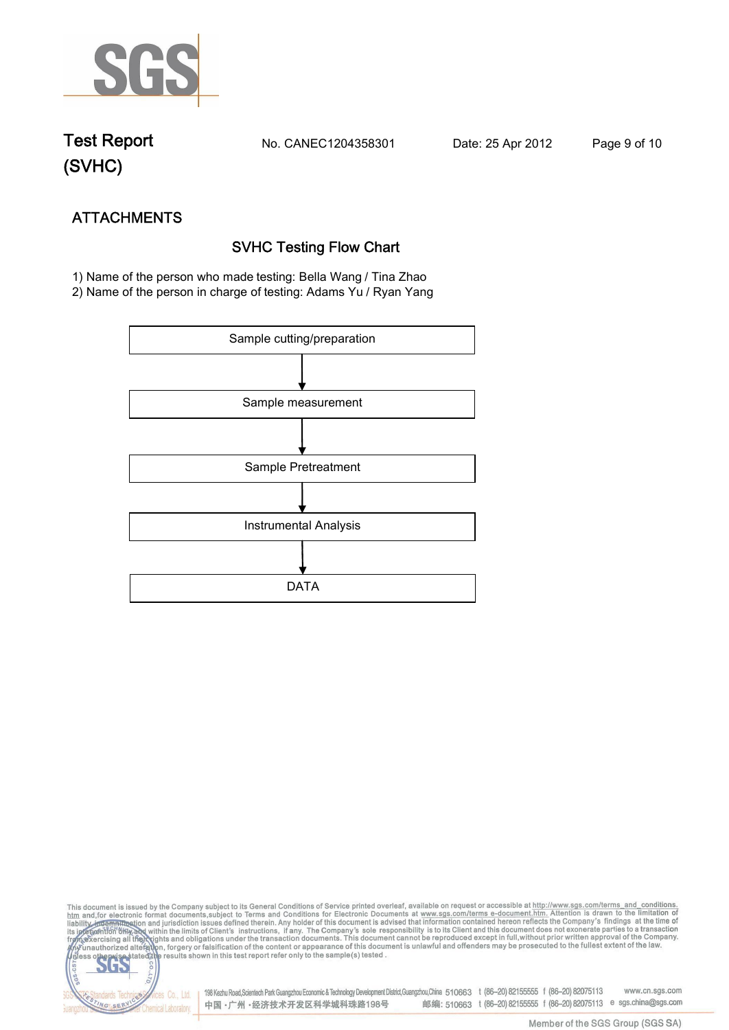## ATTACHMENTS

### SVHC Testing Flow Chart

1) Name of the person who made testing: Bella Wang / Tina Zhao
2) Name of the person in charge of testing: Adams Yu / Ryan Yang

Sample cutting/preparation

↓

Sample measurement

↓

Sample Pretreatment

↓

Instrumental Analysis

↓

DATA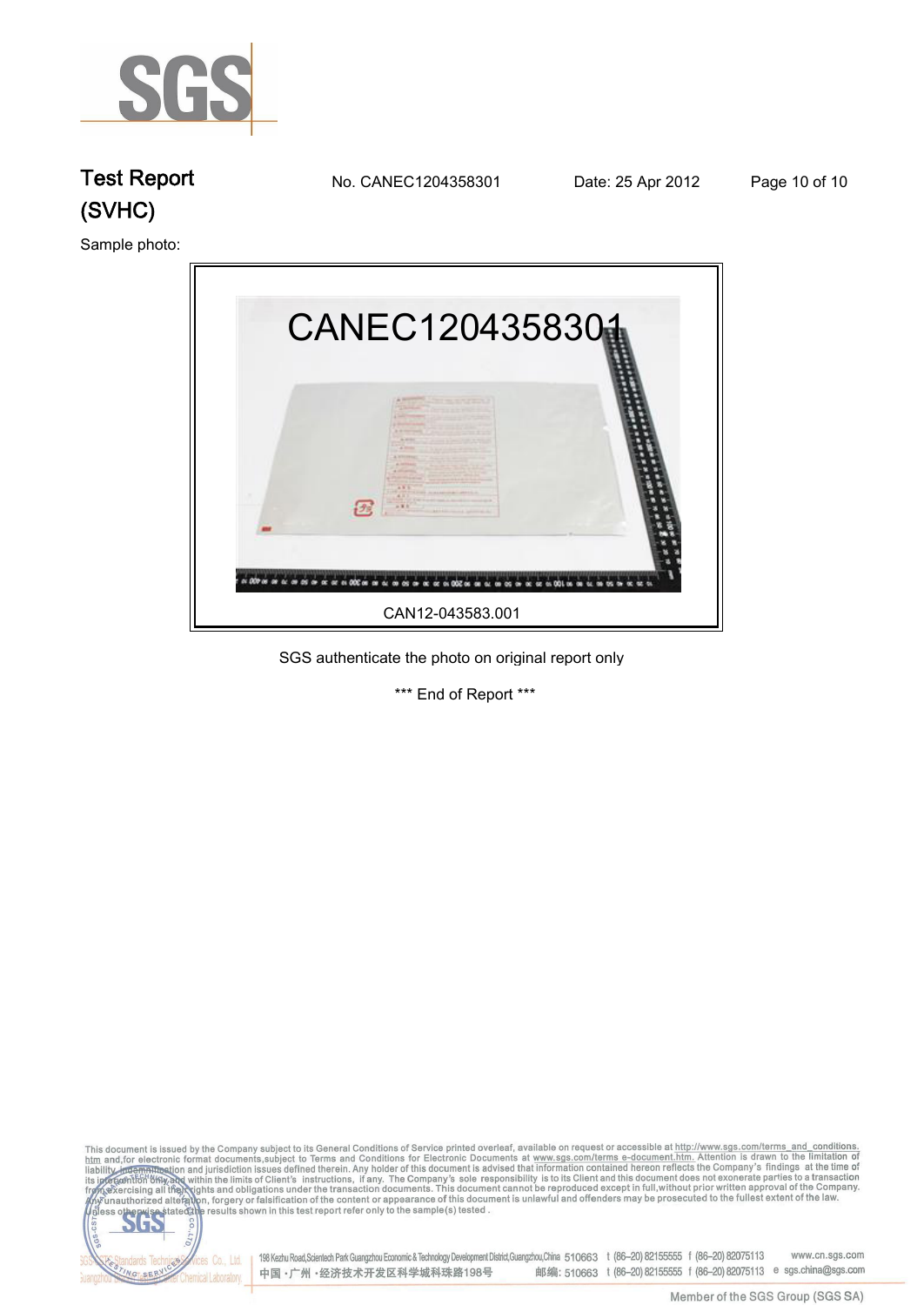Sample photo:

CANEC1204358301

CAN12-043583.001

SGS authenticate the photo on original report only

*** End of Report ***

This document is issued by the Company subject to its General Conditions of Service printed overleaf, available on request or accessible at http://www.sgs.com/terms_and_conditions.htm and,for electronic format documents,subject to Terms and Conditions for Electronic Documents at www.sgs.com/terms_e-document.htm. Attention is drawn to the limitation of liability, indemnification and jurisdiction issues defined therein. Any holder of this document is advised that information contained hereon reflects the Company's findings at the time of its intervention only and within the limits of Client's instructions, if any. The Company's sole responsibility is to its Client and this document does not exonerate parties to a transaction from exercising all their rights and obligations under the transaction documents. This document cannot be reproduced except in full,without prior written approval of the Company. Any unauthorized alteration, forgery or falsification of the content or appearance of this document is unlawful and offenders may be prosecuted to the fullest extent of the law. Unless otherwise stated the results shown in this test report refer only to the sample(s) tested .

198 Kezhu Road,Scientech Park Guangzhou Economic & Technology Development District,Guangzhou,China 510663 t (86–20) 82155555 f (86–20) 82075113 www.cn.sgs.com

中国・广州・经济技术开发区科学城科珠路198号 邮编: 510663 t (86–20) 82155555 f (86–20) 82075113 e sgs.china@sgs.com

Member of the SGS Group (SGS SA)